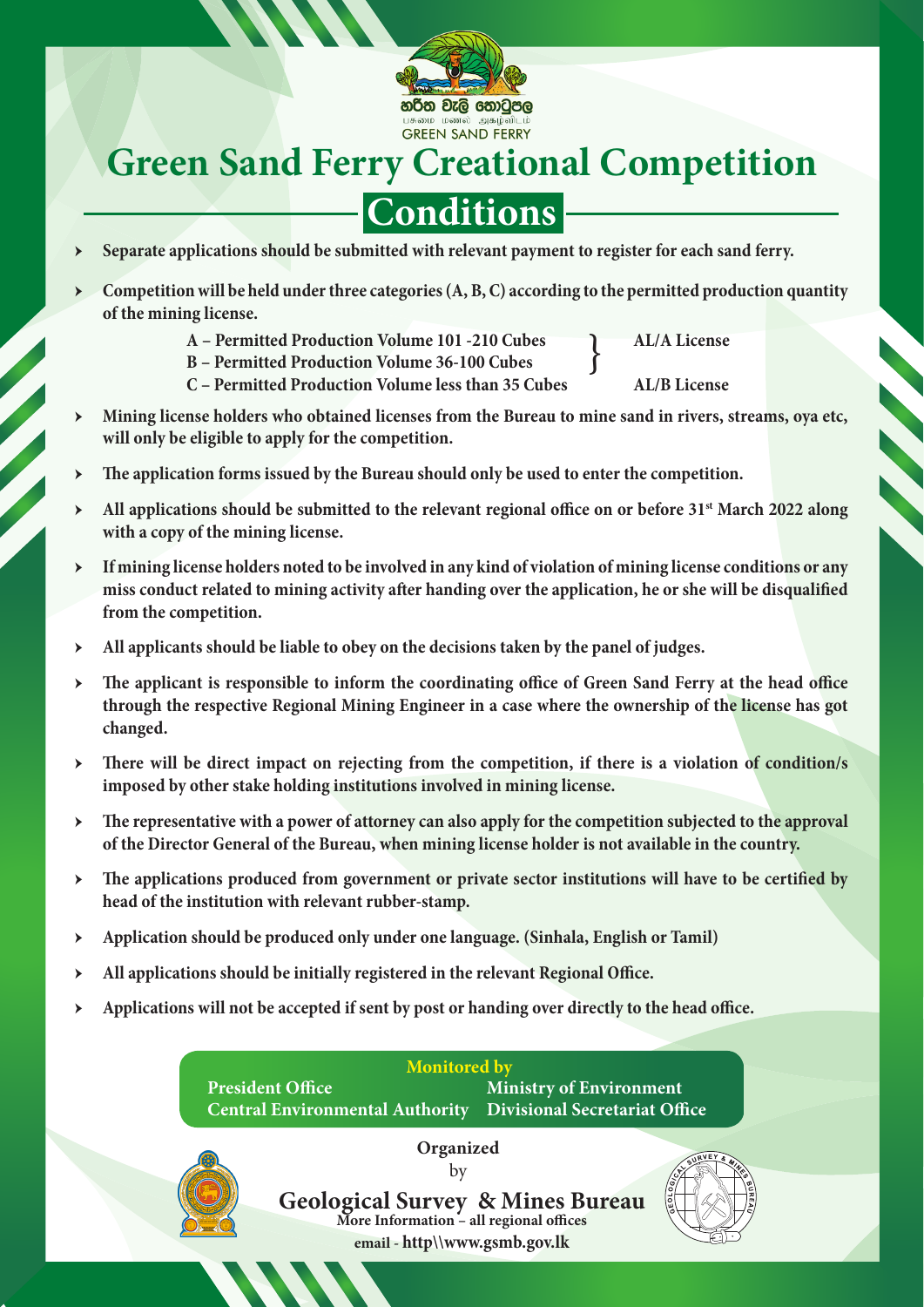හරිත වැලි තොටුපළ

பசுமை மணல் அகழ்விடம்

GREEN SAND FERRY

# Green Sand Ferry Creational Competition

## Conditions

- **Separate applications should be submitted with relevant payment to register for each sand ferry.**
- **Competition will be held under three categories (A, B, C) according to the permitted production quantity of the mining license.**
  - **A – Permitted Production Volume 101 -210 Cubes } AL/A License**
  - **B – Permitted Production Volume 36-100 Cubes }**
  - **C – Permitted Production Volume less than 35 Cubes AL/B License**
- **Mining license holders who obtained licenses from the Bureau to mine sand in rivers, streams, oya etc, will only be eligible to apply for the competition.**
- **The application forms issued by the Bureau should only be used to enter the competition.**
- **All applications should be submitted to the relevant regional office on or before 31st March 2022 along with a copy of the mining license.**
- **If mining license holders noted to be involved in any kind of violation of mining license conditions or any miss conduct related to mining activity after handing over the application, he or she will be disqualified from the competition.**
- **All applicants should be liable to obey on the decisions taken by the panel of judges.**
- **The applicant is responsible to inform the coordinating office of Green Sand Ferry at the head office through the respective Regional Mining Engineer in a case where the ownership of the license has got changed.**
- **There will be direct impact on rejecting from the competition, if there is a violation of condition/s imposed by other stake holding institutions involved in mining license.**
- **The representative with a power of attorney can also apply for the competition subjected to the approval of the Director General of the Bureau, when mining license holder is not available in the country.**
- **The applications produced from government or private sector institutions will have to be certified by head of the institution with relevant rubber-stamp.**
- **Application should be produced only under one language. (Sinhala, English or Tamil)**
- **All applications should be initially registered in the relevant Regional Office.**
- **Applications will not be accepted if sent by post or handing over directly to the head office.**

**Monitored by**

**President Office** | **Ministry of Environment**

**Central Environmental Authority** | **Divisional Secretariat Office**

**Organized**
by

**Geological Survey & Mines Bureau**

**More Information – all regional offices**

**email - http\\www.gsmb.gov.lk**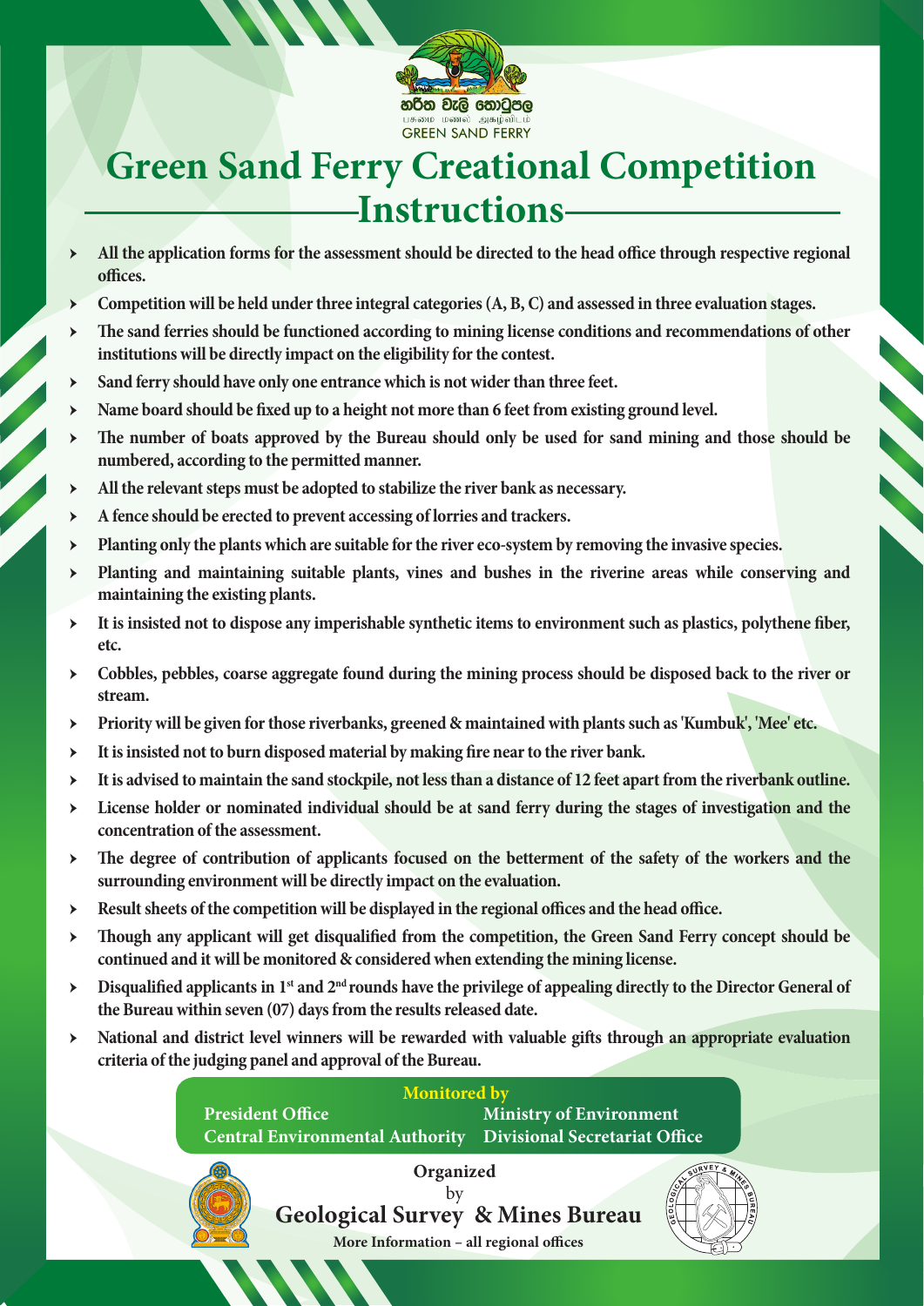හරිත වැලි තොටුපළ

பசுமை மணல் அகழ்விடம்

GREEN SAND FERRY

# Green Sand Ferry Creational Competition

## Instructions

- **All the application forms for the assessment should be directed to the head office through respective regional offices.**
- **Competition will be held under three integral categories (A, B, C) and assessed in three evaluation stages.**
- **The sand ferries should be functioned according to mining license conditions and recommendations of other institutions will be directly impact on the eligibility for the contest.**
- **Sand ferry should have only one entrance which is not wider than three feet.**
- **Name board should be fixed up to a height not more than 6 feet from existing ground level.**
- **The number of boats approved by the Bureau should only be used for sand mining and those should be numbered, according to the permitted manner.**
- **All the relevant steps must be adopted to stabilize the river bank as necessary.**
- **A fence should be erected to prevent accessing of lorries and trackers.**
- **Planting only the plants which are suitable for the river eco-system by removing the invasive species.**
- **Planting and maintaining suitable plants, vines and bushes in the riverine areas while conserving and maintaining the existing plants.**
- **It is insisted not to dispose any imperishable synthetic items to environment such as plastics, polythene fiber, etc.**
- **Cobbles, pebbles, coarse aggregate found during the mining process should be disposed back to the river or stream.**
- **Priority will be given for those riverbanks, greened & maintained with plants such as 'Kumbuk', 'Mee' etc.**
- **It is insisted not to burn disposed material by making fire near to the river bank.**
- **It is advised to maintain the sand stockpile, not less than a distance of 12 feet apart from the riverbank outline.**
- **License holder or nominated individual should be at sand ferry during the stages of investigation and the concentration of the assessment.**
- **The degree of contribution of applicants focused on the betterment of the safety of the workers and the surrounding environment will be directly impact on the evaluation.**
- **Result sheets of the competition will be displayed in the regional offices and the head office.**
- **Though any applicant will get disqualified from the competition, the Green Sand Ferry concept should be continued and it will be monitored & considered when extending the mining license.**
- **Disqualified applicants in 1st and 2nd rounds have the privilege of appealing directly to the Director General of the Bureau within seven (07) days from the results released date.**
- **National and district level winners will be rewarded with valuable gifts through an appropriate evaluation criteria of the judging panel and approval of the Bureau.**

**Monitored by**

**President Office**

**Ministry of Environment**

**Central Environmental Authority**

**Divisional Secretariat Office**

**Organized**

by

**Geological Survey & Mines Bureau**

**More Information – all regional offices**